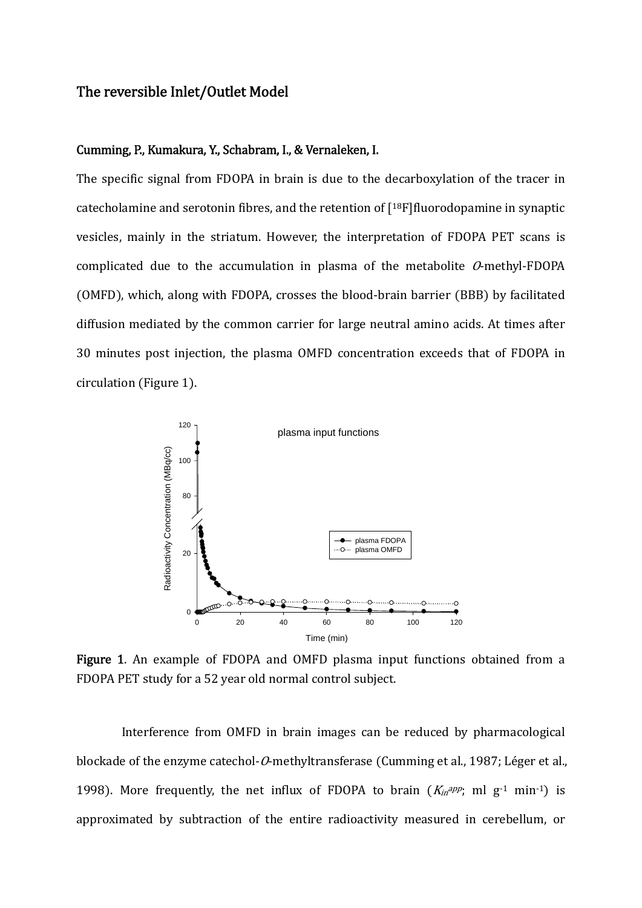# The reversible Inlet/Outlet Model

**Cumming, P., Kumakura, Y., Schabram, I., & Vernaleken, I.**

The specific signal from FDOPA in brain is due to the decarboxylation of the tracer in catecholamine and serotonin fibres, and the retention of [$^{18}$F]fluorodopamine in synaptic vesicles, mainly in the striatum. However, the interpretation of FDOPA PET scans is complicated due to the accumulation in plasma of the metabolite *O*-methyl-FDOPA (OMFD), which, along with FDOPA, crosses the blood-brain barrier (BBB) by facilitated diffusion mediated by the common carrier for large neutral amino acids. At times after 30 minutes post injection, the plasma OMFD concentration exceeds that of FDOPA in circulation (Figure 1).

**Figure 1**. An example of FDOPA and OMFD plasma input functions obtained from a FDOPA PET study for a 52 year old normal control subject.

Interference from OMFD in brain images can be reduced by pharmacological blockade of the enzyme catechol-*O*-methyltransferase (Cumming et al., 1987; Léger et al., 1998). More frequently, the net influx of FDOPA to brain ($K_{in}^{app}$; ml g$^{-1}$ min$^{-1}$) is approximated by subtraction of the entire radioactivity measured in cerebellum, or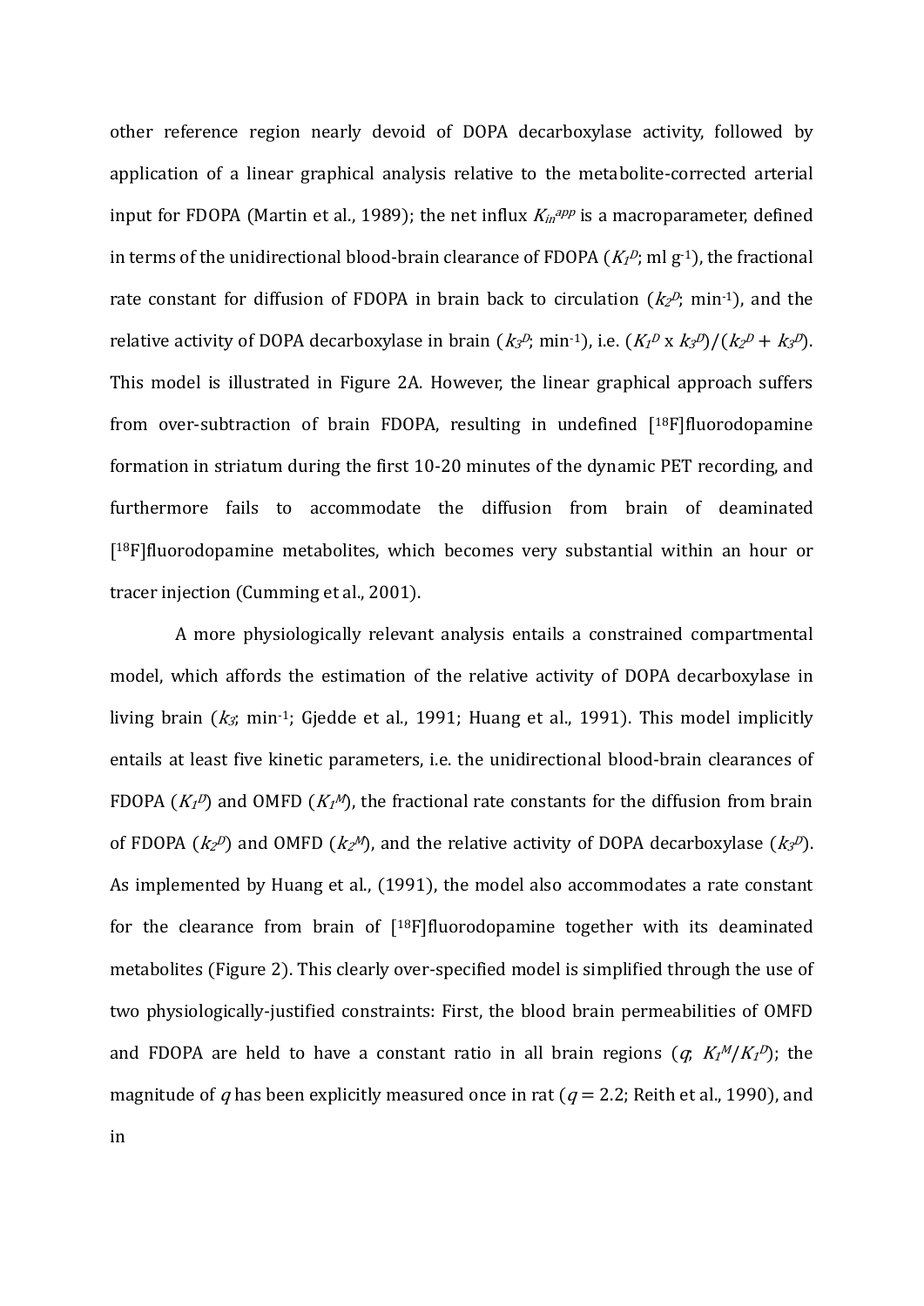other reference region nearly devoid of DOPA decarboxylase activity, followed by application of a linear graphical analysis relative to the metabolite-corrected arterial input for FDOPA (Martin et al., 1989); the net influx $K_{in}^{app}$ is a macroparameter, defined in terms of the unidirectional blood-brain clearance of FDOPA ($K_1^D$; ml g$^{-1}$), the fractional rate constant for diffusion of FDOPA in brain back to circulation ($k_2^D$; min$^{-1}$), and the relative activity of DOPA decarboxylase in brain ($k_3^D$; min$^{-1}$), i.e. $(K_1^D \times k_3^D)/(k_2^D + k_3^D)$. This model is illustrated in Figure 2A. However, the linear graphical approach suffers from over-subtraction of brain FDOPA, resulting in undefined [$^{18}$F]fluorodopamine formation in striatum during the first 10-20 minutes of the dynamic PET recording, and furthermore fails to accommodate the diffusion from brain of deaminated [$^{18}$F]fluorodopamine metabolites, which becomes very substantial within an hour or tracer injection (Cumming et al., 2001).

A more physiologically relevant analysis entails a constrained compartmental model, which affords the estimation of the relative activity of DOPA decarboxylase in living brain ($k_3$; min$^{-1}$; Gjedde et al., 1991; Huang et al., 1991). This model implicitly entails at least five kinetic parameters, i.e. the unidirectional blood-brain clearances of FDOPA ($K_1^D$) and OMFD ($K_1^M$), the fractional rate constants for the diffusion from brain of FDOPA ($k_2^D$) and OMFD ($k_2^M$), and the relative activity of DOPA decarboxylase ($k_3^D$). As implemented by Huang et al., (1991), the model also accommodates a rate constant for the clearance from brain of [$^{18}$F]fluorodopamine together with its deaminated metabolites (Figure 2). This clearly over-specified model is simplified through the use of two physiologically-justified constraints: First, the blood brain permeabilities of OMFD and FDOPA are held to have a constant ratio in all brain regions ($q$; $K_1^M/K_1^D$); the magnitude of $q$ has been explicitly measured once in rat ($q = 2.2$; Reith et al., 1990), and in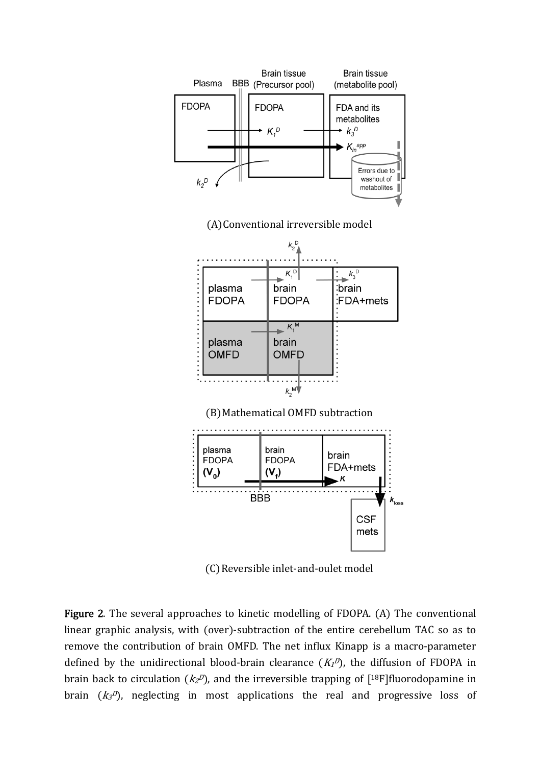(A) Conventional irreversible model

(B) Mathematical OMFD subtraction

(C) Reversible inlet-and-oulet model

**Figure 2**. The several approaches to kinetic modelling of FDOPA. (A) The conventional linear graphic analysis, with (over)-subtraction of the entire cerebellum TAC so as to remove the contribution of brain OMFD. The net influx Kinapp is a macro-parameter defined by the unidirectional blood-brain clearance ($K_1^D$), the diffusion of FDOPA in brain back to circulation ($k_2^D$), and the irreversible trapping of [18F]fluorodopamine in brain ($k_3^D$), neglecting in most applications the real and progressive loss of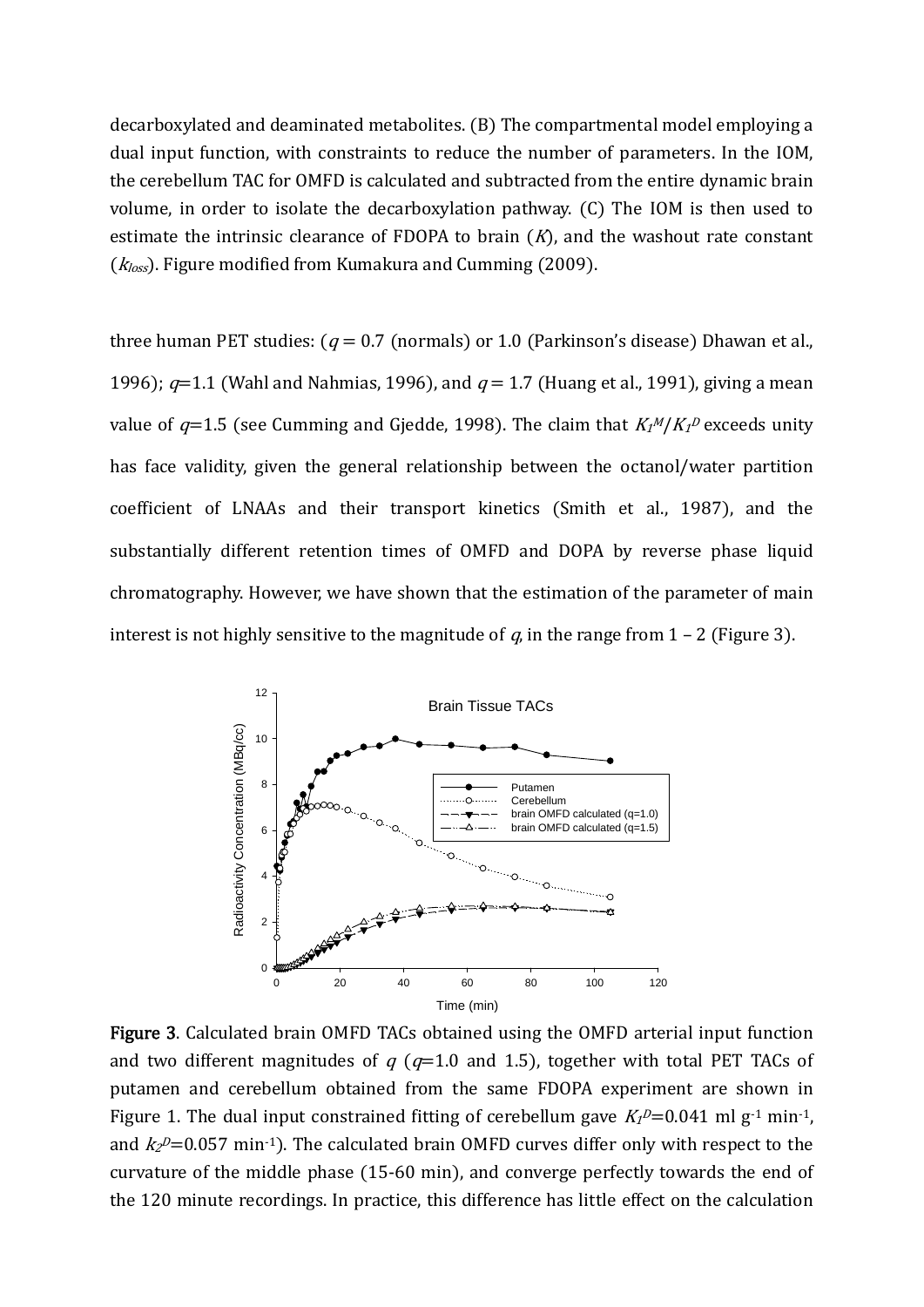decarboxylated and deaminated metabolites. (B) The compartmental model employing a dual input function, with constraints to reduce the number of parameters. In the IOM, the cerebellum TAC for OMFD is calculated and subtracted from the entire dynamic brain volume, in order to isolate the decarboxylation pathway. (C) The IOM is then used to estimate the intrinsic clearance of FDOPA to brain ($K$), and the washout rate constant ($k_{loss}$). Figure modified from Kumakura and Cumming (2009).

three human PET studies: ($q$ = 0.7 (normals) or 1.0 (Parkinson's disease) Dhawan et al., 1996); $q$=1.1 (Wahl and Nahmias, 1996), and $q$ = 1.7 (Huang et al., 1991), giving a mean value of $q$=1.5 (see Cumming and Gjedde, 1998). The claim that $K_1^M/K_1^D$ exceeds unity has face validity, given the general relationship between the octanol/water partition coefficient of LNAAs and their transport kinetics (Smith et al., 1987), and the substantially different retention times of OMFD and DOPA by reverse phase liquid chromatography. However, we have shown that the estimation of the parameter of main interest is not highly sensitive to the magnitude of $q$, in the range from 1 – 2 (Figure 3).

**Figure 3**. Calculated brain OMFD TACs obtained using the OMFD arterial input function and two different magnitudes of $q$ ($q$=1.0 and 1.5), together with total PET TACs of putamen and cerebellum obtained from the same FDOPA experiment are shown in Figure 1. The dual input constrained fitting of cerebellum gave $K_1^D$=0.041 ml g$^{-1}$ min$^{-1}$, and $k_2^D$=0.057 min$^{-1}$). The calculated brain OMFD curves differ only with respect to the curvature of the middle phase (15-60 min), and converge perfectly towards the end of the 120 minute recordings. In practice, this difference has little effect on the calculation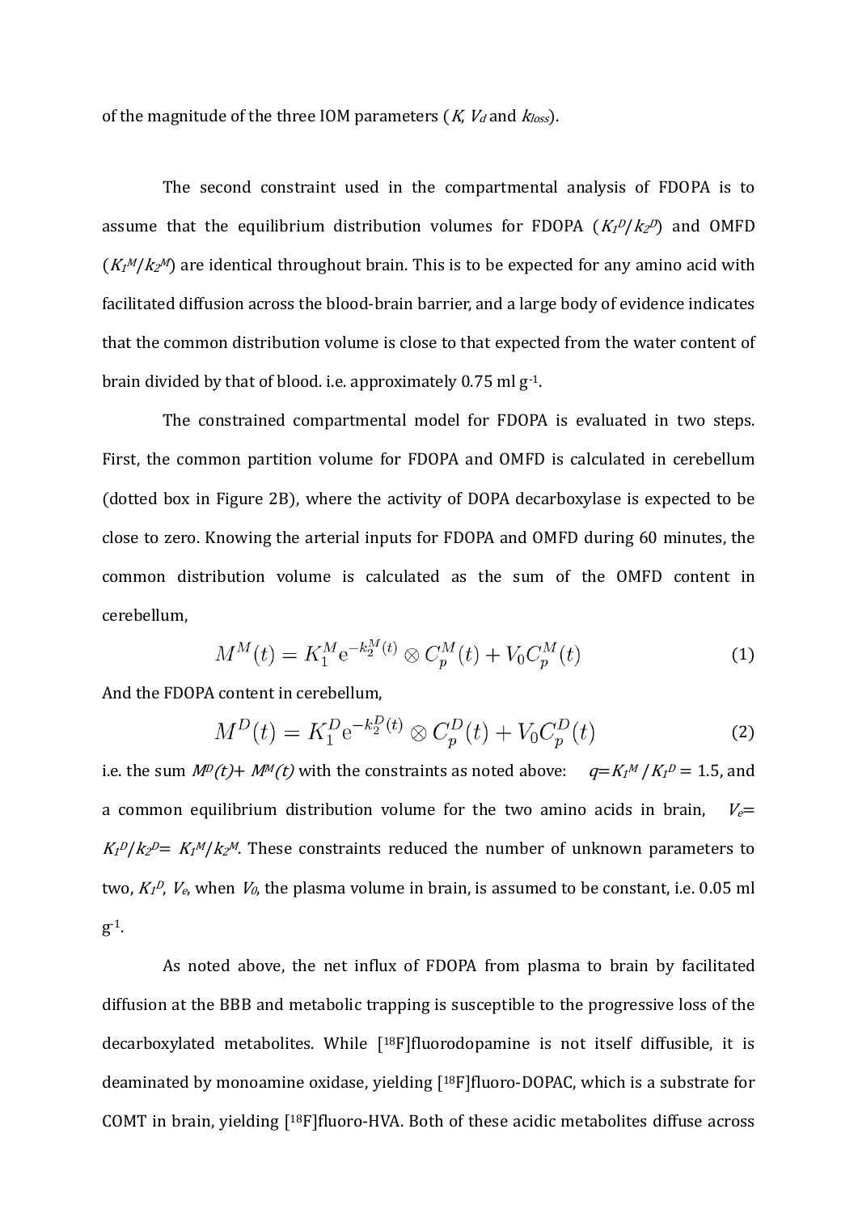of the magnitude of the three IOM parameters ($K$, $V_d$ and $k_{loss}$).

The second constraint used in the compartmental analysis of FDOPA is to assume that the equilibrium distribution volumes for FDOPA ($K_1^D/k_2^D$) and OMFD ($K_1^M/k_2^M$) are identical throughout brain. This is to be expected for any amino acid with facilitated diffusion across the blood-brain barrier, and a large body of evidence indicates that the common distribution volume is close to that expected from the water content of brain divided by that of blood. i.e. approximately 0.75 ml g$^{-1}$.

The constrained compartmental model for FDOPA is evaluated in two steps. First, the common partition volume for FDOPA and OMFD is calculated in cerebellum (dotted box in Figure 2B), where the activity of DOPA decarboxylase is expected to be close to zero. Knowing the arterial inputs for FDOPA and OMFD during 60 minutes, the common distribution volume is calculated as the sum of the OMFD content in cerebellum,

$$M^M(t) = K_1^M \mathrm{e}^{-k_2^M(t)} \otimes C_p^M(t) + V_0 C_p^M(t) \tag{1}$$

And the FDOPA content in cerebellum,

$$M^D(t) = K_1^D \mathrm{e}^{-k_2^D(t)} \otimes C_p^D(t) + V_0 C_p^D(t) \tag{2}$$

i.e. the sum $M^D(t)+ M^M(t)$ with the constraints as noted above: $q=K_1^M / K_1^D = 1.5$, and a common equilibrium distribution volume for the two amino acids in brain, $V_e= K_1^D/k_2^D= K_1^M/k_2^M$. These constraints reduced the number of unknown parameters to two, $K_1^D$, $V_e$, when $V_0$, the plasma volume in brain, is assumed to be constant, i.e. 0.05 ml g$^{-1}$.

As noted above, the net influx of FDOPA from plasma to brain by facilitated diffusion at the BBB and metabolic trapping is susceptible to the progressive loss of the decarboxylated metabolites. While [$^{18}$F]fluorodopamine is not itself diffusible, it is deaminated by monoamine oxidase, yielding [$^{18}$F]fluoro-DOPAC, which is a substrate for COMT in brain, yielding [$^{18}$F]fluoro-HVA. Both of these acidic metabolites diffuse across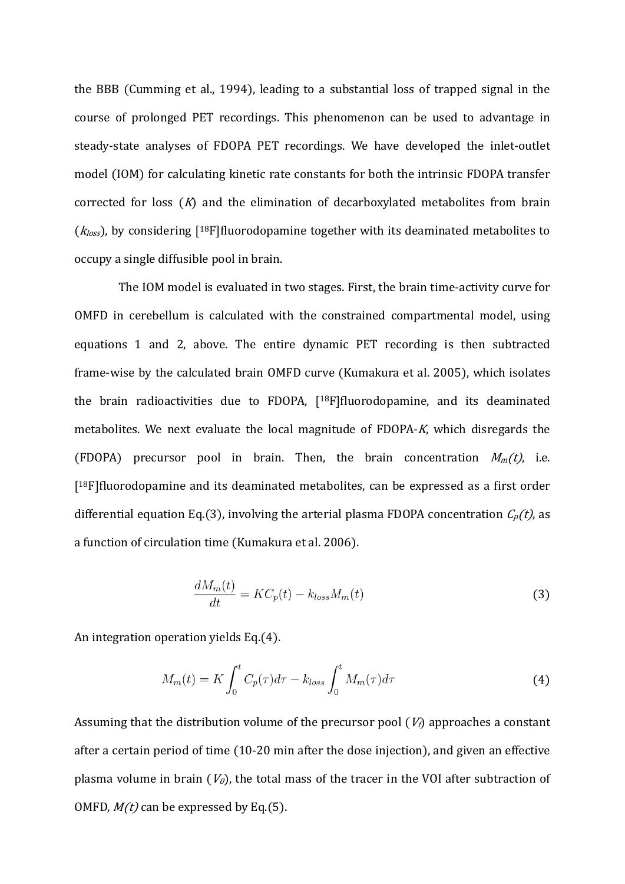the BBB (Cumming et al., 1994), leading to a substantial loss of trapped signal in the course of prolonged PET recordings. This phenomenon can be used to advantage in steady-state analyses of FDOPA PET recordings. We have developed the inlet-outlet model (IOM) for calculating kinetic rate constants for both the intrinsic FDOPA transfer corrected for loss (*K*) and the elimination of decarboxylated metabolites from brain ($k_{loss}$), by considering [$^{18}$F]fluorodopamine together with its deaminated metabolites to occupy a single diffusible pool in brain.

The IOM model is evaluated in two stages. First, the brain time-activity curve for OMFD in cerebellum is calculated with the constrained compartmental model, using equations 1 and 2, above. The entire dynamic PET recording is then subtracted frame-wise by the calculated brain OMFD curve (Kumakura et al. 2005), which isolates the brain radioactivities due to FDOPA, [$^{18}$F]fluorodopamine, and its deaminated metabolites. We next evaluate the local magnitude of FDOPA-*K*, which disregards the (FDOPA) precursor pool in brain. Then, the brain concentration $M_m(t)$, i.e. [$^{18}$F]fluorodopamine and its deaminated metabolites, can be expressed as a first order differential equation Eq.(3), involving the arterial plasma FDOPA concentration $C_p(t)$, as a function of circulation time (Kumakura et al. 2006).

$$\frac{dM_m(t)}{dt} = KC_p(t) - k_{loss}M_m(t) \tag{3}$$

An integration operation yields Eq.(4).

$$M_m(t) = K\int_0^t C_p(\tau)d\tau - k_{loss}\int_0^t M_m(\tau)d\tau \tag{4}$$

Assuming that the distribution volume of the precursor pool ($V_i$) approaches a constant after a certain period of time (10-20 min after the dose injection), and given an effective plasma volume in brain ($V_0$), the total mass of the tracer in the VOI after subtraction of OMFD, *M(t)* can be expressed by Eq.(5).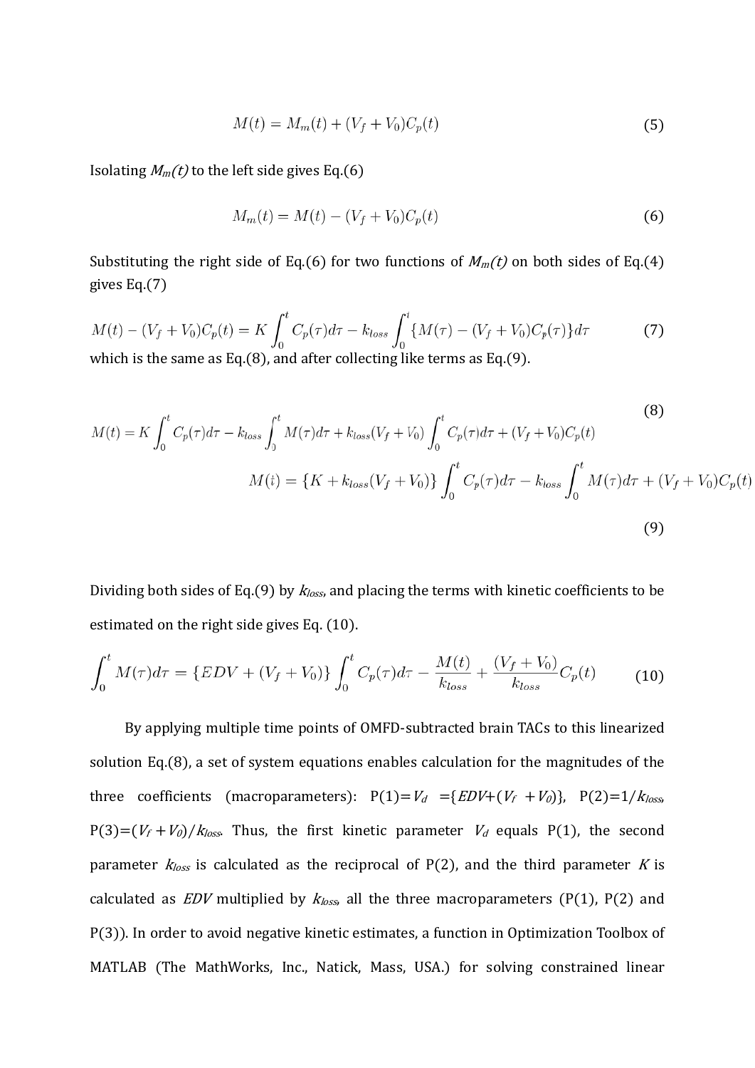$$M(t) = M_m(t) + (V_f + V_0)C_p(t) \tag{5}$$

Isolating $M_m(t)$ to the left side gives Eq.(6)

$$M_m(t) = M(t) - (V_f + V_0)C_p(t) \tag{6}$$

Substituting the right side of Eq.(6) for two functions of $M_m(t)$ on both sides of Eq.(4) gives Eq.(7)

$$M(t) - (V_f + V_0)C_p(t) = K\int_0^t C_p(\tau)d\tau - k_{loss}\int_0^t \{M(\tau) - (V_f + V_0)C_p(\tau)\}d\tau \tag{7}$$

which is the same as Eq.(8), and after collecting like terms as Eq.(9).

$$M(t) = K\int_0^t C_p(\tau)d\tau - k_{loss}\int_0^t M(\tau)d\tau + k_{loss}(V_f + V_0)\int_0^t C_p(\tau)d\tau + (V_f + V_0)C_p(t) \tag{8}$$

$$M(t) = \{K + k_{loss}(V_f + V_0)\}\int_0^t C_p(\tau)d\tau - k_{loss}\int_0^t M(\tau)d\tau + (V_f + V_0)C_p(t) \tag{9}$$

Dividing both sides of Eq.(9) by $k_{loss}$, and placing the terms with kinetic coefficients to be estimated on the right side gives Eq. (10).

$$\int_0^t M(\tau)d\tau = \{EDV + (V_f + V_0)\}\int_0^t C_p(\tau)d\tau - \frac{M(t)}{k_{loss}} + \frac{(V_f + V_0)}{k_{loss}}C_p(t) \tag{10}$$

By applying multiple time points of OMFD-subtracted brain TACs to this linearized solution Eq.(8), a set of system equations enables calculation for the magnitudes of the three coefficients (macroparameters): P(1)=$V_d$ =$\{EDV+(V_f+V_0)\}$, P(2)=$1/k_{loss}$, P(3)=$(V_f+V_0)/k_{loss}$. Thus, the first kinetic parameter $V_d$ equals P(1), the second parameter $k_{loss}$ is calculated as the reciprocal of P(2), and the third parameter $K$ is calculated as *EDV* multiplied by $k_{loss}$, all the three macroparameters (P(1), P(2) and P(3)). In order to avoid negative kinetic estimates, a function in Optimization Toolbox of MATLAB (The MathWorks, Inc., Natick, Mass, USA.) for solving constrained linear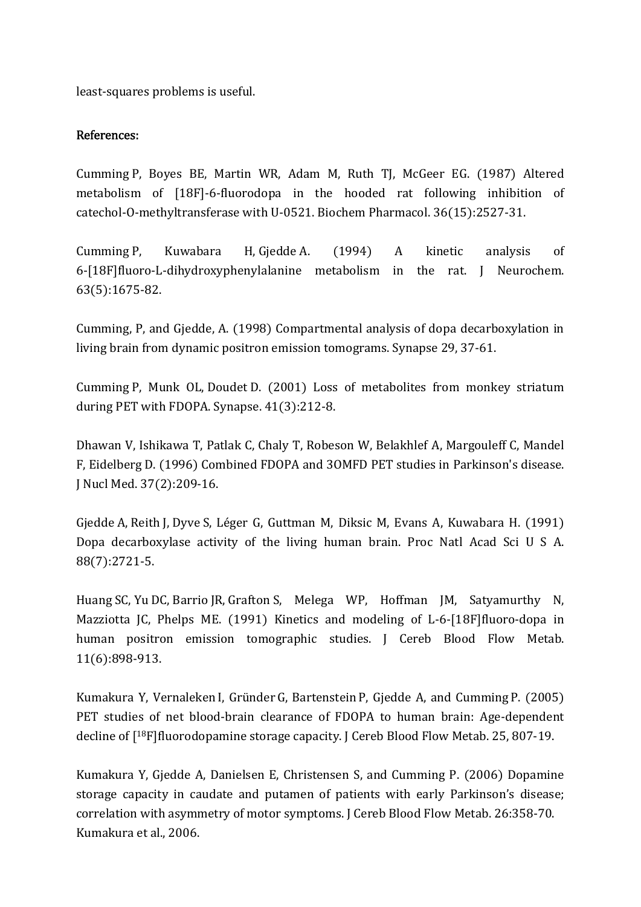least-squares problems is useful.

References:

Cumming P, Boyes BE, Martin WR, Adam M, Ruth TJ, McGeer EG. (1987) Altered metabolism of [18F]-6-fluorodopa in the hooded rat following inhibition of catechol-O-methyltransferase with U-0521. Biochem Pharmacol. 36(15):2527-31.

Cumming P, Kuwabara H, Gjedde A. (1994) A kinetic analysis of 6-[18F]fluoro-L-dihydroxyphenylalanine metabolism in the rat. J Neurochem. 63(5):1675-82.

Cumming, P, and Gjedde, A. (1998) Compartmental analysis of dopa decarboxylation in living brain from dynamic positron emission tomograms. Synapse 29, 37-61.

Cumming P, Munk OL, Doudet D. (2001) Loss of metabolites from monkey striatum during PET with FDOPA. Synapse. 41(3):212-8.

Dhawan V, Ishikawa T, Patlak C, Chaly T, Robeson W, Belakhlef A, Margouleff C, Mandel F, Eidelberg D. (1996) Combined FDOPA and 3OMFD PET studies in Parkinson's disease. J Nucl Med. 37(2):209-16.

Gjedde A, Reith J, Dyve S, Léger G, Guttman M, Diksic M, Evans A, Kuwabara H. (1991) Dopa decarboxylase activity of the living human brain. Proc Natl Acad Sci U S A. 88(7):2721-5.

Huang SC, Yu DC, Barrio JR, Grafton S, Melega WP, Hoffman JM, Satyamurthy N, Mazziotta JC, Phelps ME. (1991) Kinetics and modeling of L-6-[18F]fluoro-dopa in human positron emission tomographic studies. J Cereb Blood Flow Metab. 11(6):898-913.

Kumakura Y, Vernaleken I, Gründer G, Bartenstein P, Gjedde A, and Cumming P. (2005) PET studies of net blood-brain clearance of FDOPA to human brain: Age-dependent decline of [$^{18}$F]fluorodopamine storage capacity. J Cereb Blood Flow Metab. 25, 807-19.

Kumakura Y, Gjedde A, Danielsen E, Christensen S, and Cumming P. (2006) Dopamine storage capacity in caudate and putamen of patients with early Parkinson's disease; correlation with asymmetry of motor symptoms. J Cereb Blood Flow Metab. 26:358-70. Kumakura et al., 2006.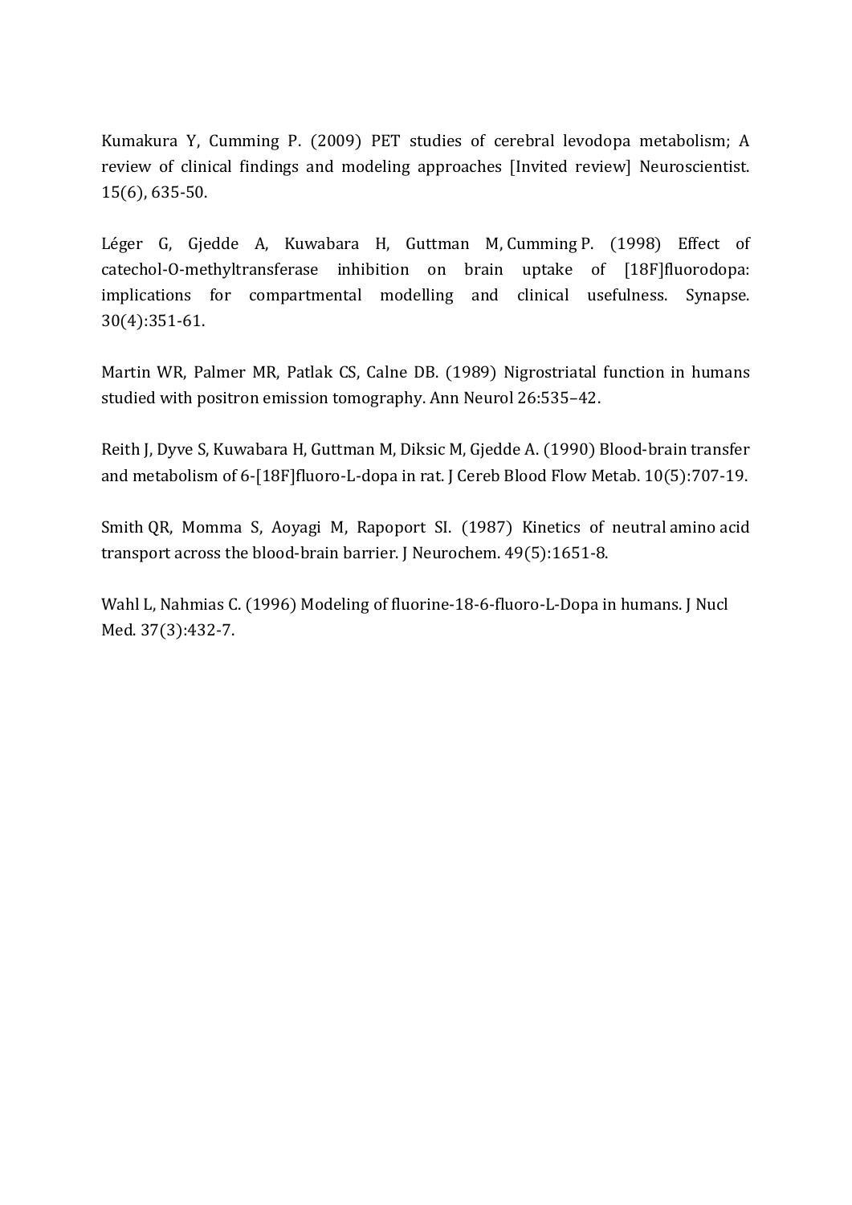Kumakura Y, Cumming P. (2009) PET studies of cerebral levodopa metabolism; A review of clinical findings and modeling approaches [Invited review] Neuroscientist. 15(6), 635-50.

Léger G, Gjedde A, Kuwabara H, Guttman M, Cumming P. (1998) Effect of catechol-O-methyltransferase inhibition on brain uptake of [18F]fluorodopa: implications for compartmental modelling and clinical usefulness. Synapse. 30(4):351-61.

Martin WR, Palmer MR, Patlak CS, Calne DB. (1989) Nigrostriatal function in humans studied with positron emission tomography. Ann Neurol 26:535–42.

Reith J, Dyve S, Kuwabara H, Guttman M, Diksic M, Gjedde A. (1990) Blood-brain transfer and metabolism of 6-[18F]fluoro-L-dopa in rat. J Cereb Blood Flow Metab. 10(5):707-19.

Smith QR, Momma S, Aoyagi M, Rapoport SI. (1987) Kinetics of neutral amino acid transport across the blood-brain barrier. J Neurochem. 49(5):1651-8.

Wahl L, Nahmias C. (1996) Modeling of fluorine-18-6-fluoro-L-Dopa in humans. J Nucl Med. 37(3):432-7.